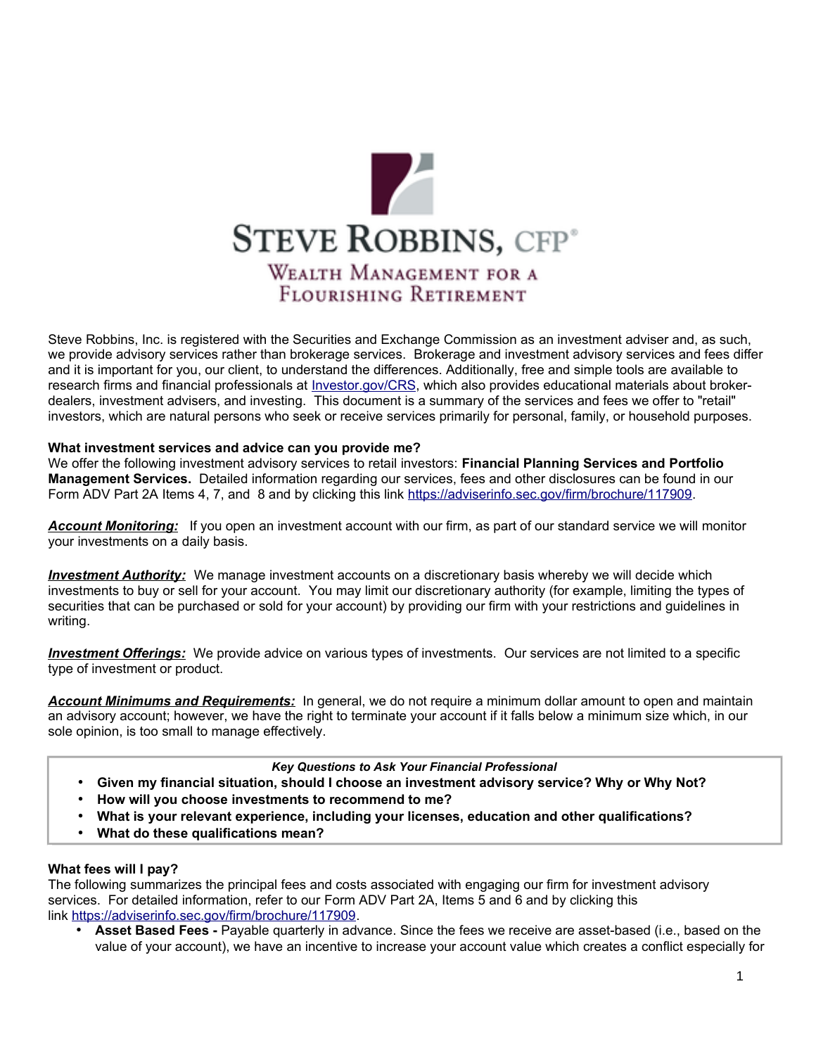# STEVE ROBBINS, CFP®

## WEALTH MANAGEMENT FOR A FLOURISHING RETIREMENT

Steve Robbins, Inc. is registered with the Securities and Exchange Commission as an investment adviser and, as such, we provide advisory services rather than brokerage services. Brokerage and investment advisory services and fees differ and it is important for you, our client, to understand the differences. Additionally, free and simple tools are available to research firms and financial professionals at [Investor.gov/CRS](https://www.investor.gov/CRS), which also provides educational materials about broker-dealers, investment advisers, and investing. This document is a summary of the services and fees we offer to "retail" investors, which are natural persons who seek or receive services primarily for personal, family, or household purposes.

**What investment services and advice can you provide me?**

We offer the following investment advisory services to retail investors: **Financial Planning Services and Portfolio Management Services.** Detailed information regarding our services, fees and other disclosures can be found in our Form ADV Part 2A Items 4, 7, and 8 and by clicking this link https://adviserinfo.sec.gov/firm/brochure/117909.

***Account Monitoring:*** If you open an investment account with our firm, as part of our standard service we will monitor your investments on a daily basis.

***Investment Authority:*** We manage investment accounts on a discretionary basis whereby we will decide which investments to buy or sell for your account. You may limit our discretionary authority (for example, limiting the types of securities that can be purchased or sold for your account) by providing our firm with your restrictions and guidelines in writing.

***Investment Offerings:*** We provide advice on various types of investments. Our services are not limited to a specific type of investment or product.

***Account Minimums and Requirements:*** In general, we do not require a minimum dollar amount to open and maintain an advisory account; however, we have the right to terminate your account if it falls below a minimum size which, in our sole opinion, is too small to manage effectively.

> ***Key Questions to Ask Your Financial Professional***
> - **Given my financial situation, should I choose an investment advisory service? Why or Why Not?**
> - **How will you choose investments to recommend to me?**
> - **What is your relevant experience, including your licenses, education and other qualifications?**
> - **What do these qualifications mean?**

**What fees will I pay?**

The following summarizes the principal fees and costs associated with engaging our firm for investment advisory services. For detailed information, refer to our Form ADV Part 2A, Items 5 and 6 and by clicking this link https://adviserinfo.sec.gov/firm/brochure/117909.

- **Asset Based Fees -** Payable quarterly in advance. Since the fees we receive are asset-based (i.e., based on the value of your account), we have an incentive to increase your account value which creates a conflict especially for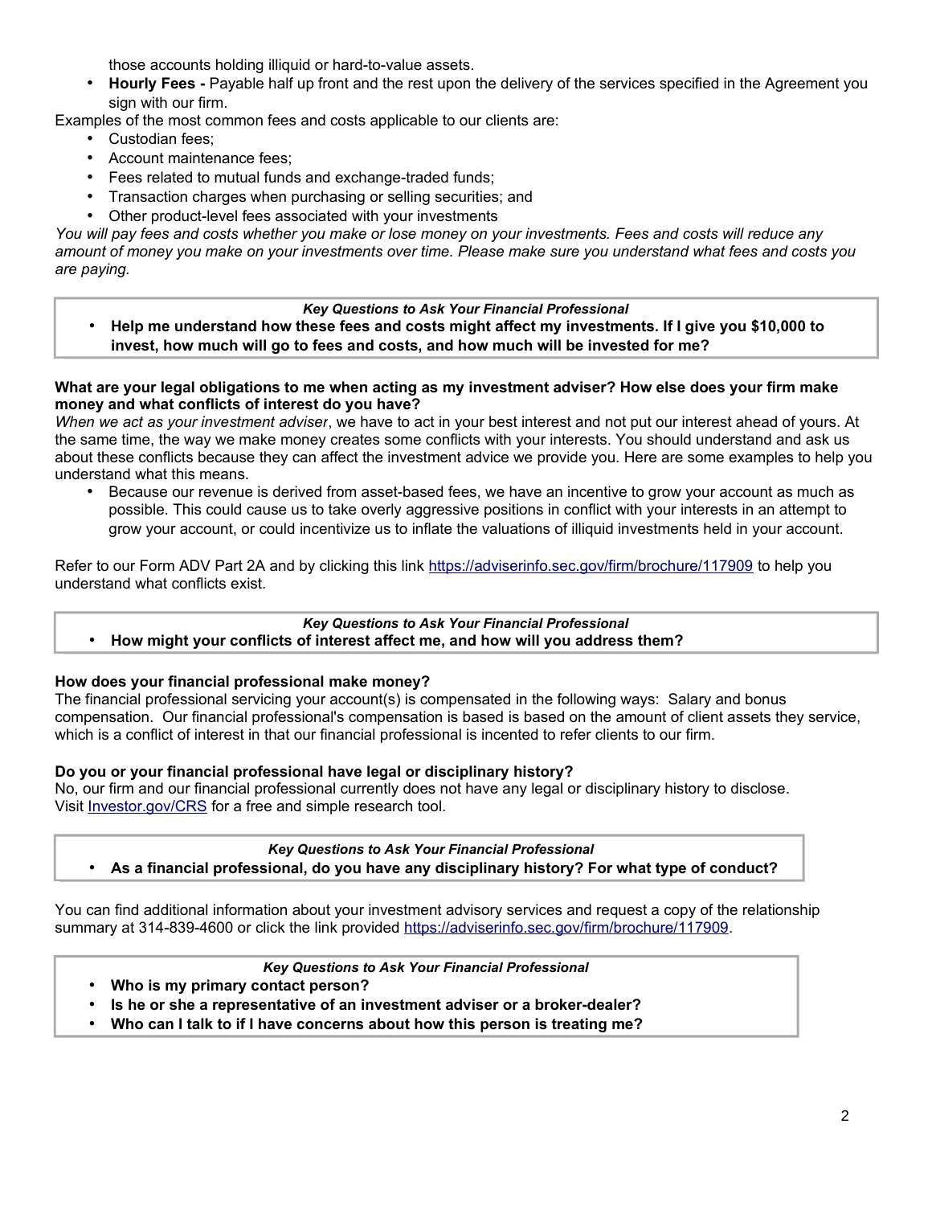those accounts holding illiquid or hard-to-value assets.

- **Hourly Fees -** Payable half up front and the rest upon the delivery of the services specified in the Agreement you sign with our firm.

Examples of the most common fees and costs applicable to our clients are:

- Custodian fees;
- Account maintenance fees;
- Fees related to mutual funds and exchange-traded funds;
- Transaction charges when purchasing or selling securities; and
- Other product-level fees associated with your investments

*You will pay fees and costs whether you make or lose money on your investments. Fees and costs will reduce any amount of money you make on your investments over time. Please make sure you understand what fees and costs you are paying.*

***Key Questions to Ask Your Financial Professional***

- **Help me understand how these fees and costs might affect my investments. If I give you $10,000 to invest, how much will go to fees and costs, and how much will be invested for me?**

**What are your legal obligations to me when acting as my investment adviser? How else does your firm make money and what conflicts of interest do you have?**

*When we act as your investment adviser*, we have to act in your best interest and not put our interest ahead of yours. At the same time, the way we make money creates some conflicts with your interests. You should understand and ask us about these conflicts because they can affect the investment advice we provide you. Here are some examples to help you understand what this means.

- Because our revenue is derived from asset-based fees, we have an incentive to grow your account as much as possible. This could cause us to take overly aggressive positions in conflict with your interests in an attempt to grow your account, or could incentivize us to inflate the valuations of illiquid investments held in your account.

Refer to our Form ADV Part 2A and by clicking this link https://adviserinfo.sec.gov/firm/brochure/117909 to help you understand what conflicts exist.

***Key Questions to Ask Your Financial Professional***

- **How might your conflicts of interest affect me, and how will you address them?**

**How does your financial professional make money?**

The financial professional servicing your account(s) is compensated in the following ways: Salary and bonus compensation. Our financial professional's compensation is based is based on the amount of client assets they service, which is a conflict of interest in that our financial professional is incented to refer clients to our firm.

**Do you or your financial professional have legal or disciplinary history?**

No, our firm and our financial professional currently does not have any legal or disciplinary history to disclose. Visit Investor.gov/CRS for a free and simple research tool.

***Key Questions to Ask Your Financial Professional***

- **As a financial professional, do you have any disciplinary history? For what type of conduct?**

You can find additional information about your investment advisory services and request a copy of the relationship summary at 314-839-4600 or click the link provided https://adviserinfo.sec.gov/firm/brochure/117909.

***Key Questions to Ask Your Financial Professional***

- **Who is my primary contact person?**
- **Is he or she a representative of an investment adviser or a broker-dealer?**
- **Who can I talk to if I have concerns about how this person is treating me?**